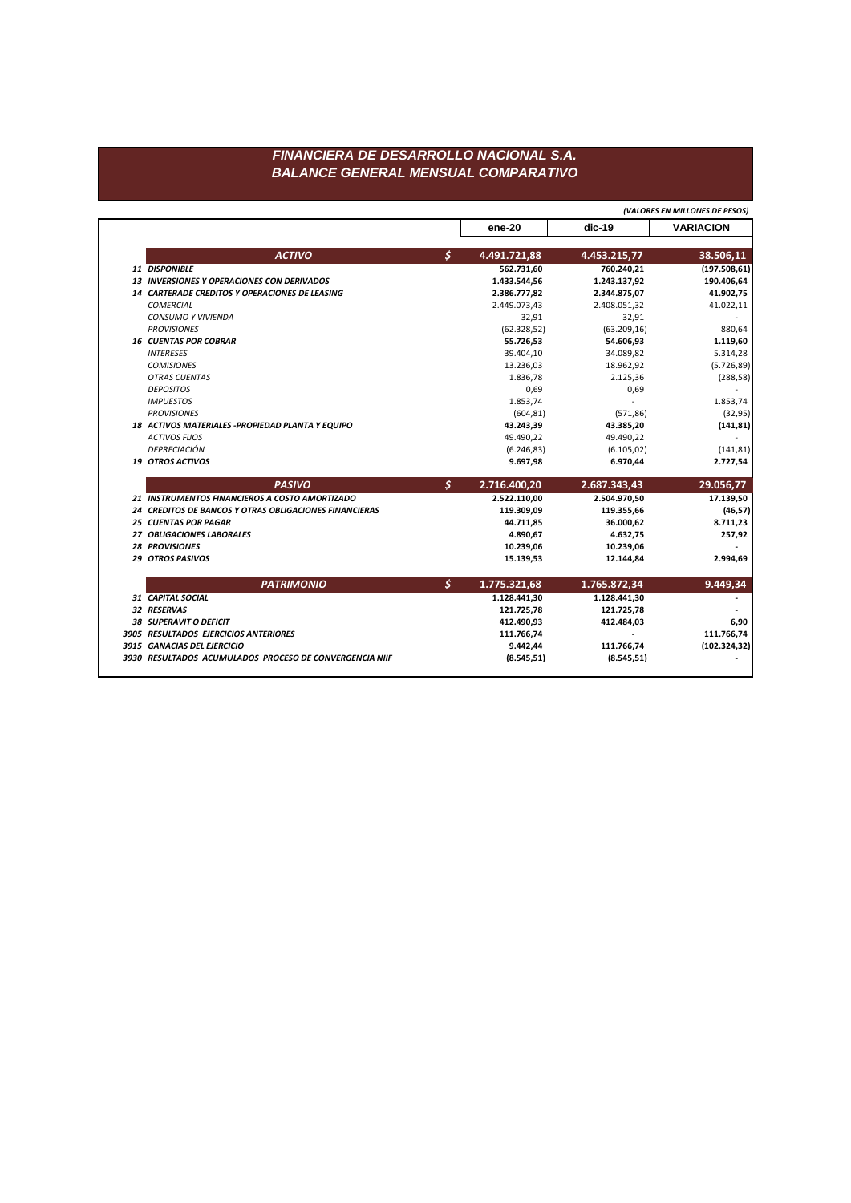# FINANCIERA DE DESARROLLO NACIONAL S.A.
## BALANCE GENERAL MENSUAL COMPARATIVO

*(VALORES EN MILLONES DE PESOS)*

| | | ene-20 | dic-19 | VARIACION |
|---|---|---|---|---|
| ***ACTIVO*** | ***$*** | **4.491.721,88** | **4.453.215,77** | **38.506,11** |
| ***11 DISPONIBLE*** | | **562.731,60** | **760.240,21** | **(197.508,61)** |
| ***13 INVERSIONES Y OPERACIONES CON DERIVADOS*** | | **1.433.544,56** | **1.243.137,92** | **190.406,64** |
| ***14 CARTERADE CREDITOS Y OPERACIONES DE LEASING*** | | **2.386.777,82** | **2.344.875,07** | **41.902,75** |
| *COMERCIAL* | | 2.449.073,43 | 2.408.051,32 | 41.022,11 |
| *CONSUMO Y VIVIENDA* | | 32,91 | 32,91 | - |
| *PROVISIONES* | | (62.328,52) | (63.209,16) | 880,64 |
| ***16 CUENTAS POR COBRAR*** | | **55.726,53** | **54.606,93** | **1.119,60** |
| *INTERESES* | | 39.404,10 | 34.089,82 | 5.314,28 |
| *COMISIONES* | | 13.236,03 | 18.962,92 | (5.726,89) |
| *OTRAS CUENTAS* | | 1.836,78 | 2.125,36 | (288,58) |
| *DEPOSITOS* | | 0,69 | 0,69 | - |
| *IMPUESTOS* | | 1.853,74 | - | 1.853,74 |
| *PROVISIONES* | | (604,81) | (571,86) | (32,95) |
| ***18 ACTIVOS MATERIALES -PROPIEDAD PLANTA Y EQUIPO*** | | **43.243,39** | **43.385,20** | **(141,81)** |
| *ACTIVOS FIJOS* | | 49.490,22 | 49.490,22 | - |
| *DEPRECIACIÓN* | | (6.246,83) | (6.105,02) | (141,81) |
| ***19 OTROS ACTIVOS*** | | **9.697,98** | **6.970,44** | **2.727,54** |
| ***PASIVO*** | ***$*** | **2.716.400,20** | **2.687.343,43** | **29.056,77** |
| ***21 INSTRUMENTOS FINANCIEROS A COSTO AMORTIZADO*** | | **2.522.110,00** | **2.504.970,50** | **17.139,50** |
| ***24 CREDITOS DE BANCOS Y OTRAS OBLIGACIONES FINANCIERAS*** | | **119.309,09** | **119.355,66** | **(46,57)** |
| ***25 CUENTAS POR PAGAR*** | | **44.711,85** | **36.000,62** | **8.711,23** |
| ***27 OBLIGACIONES LABORALES*** | | **4.890,67** | **4.632,75** | **257,92** |
| ***28 PROVISIONES*** | | **10.239,06** | **10.239,06** | **-** |
| ***29 OTROS PASIVOS*** | | **15.139,53** | **12.144,84** | **2.994,69** |
| ***PATRIMONIO*** | ***$*** | **1.775.321,68** | **1.765.872,34** | **9.449,34** |
| ***31 CAPITAL SOCIAL*** | | **1.128.441,30** | **1.128.441,30** | **-** |
| ***32 RESERVAS*** | | **121.725,78** | **121.725,78** | **-** |
| ***38 SUPERAVIT O DEFICIT*** | | **412.490,93** | **412.484,03** | **6,90** |
| ***3905 RESULTADOS EJERCICIOS ANTERIORES*** | | **111.766,74** | **-** | **111.766,74** |
| ***3915 GANACIAS DEL EJERCICIO*** | | **9.442,44** | **111.766,74** | **(102.324,32)** |
| ***3930 RESULTADOS ACUMULADOS PROCESO DE CONVERGENCIA NIIF*** | | **(8.545,51)** | **(8.545,51)** | **-** |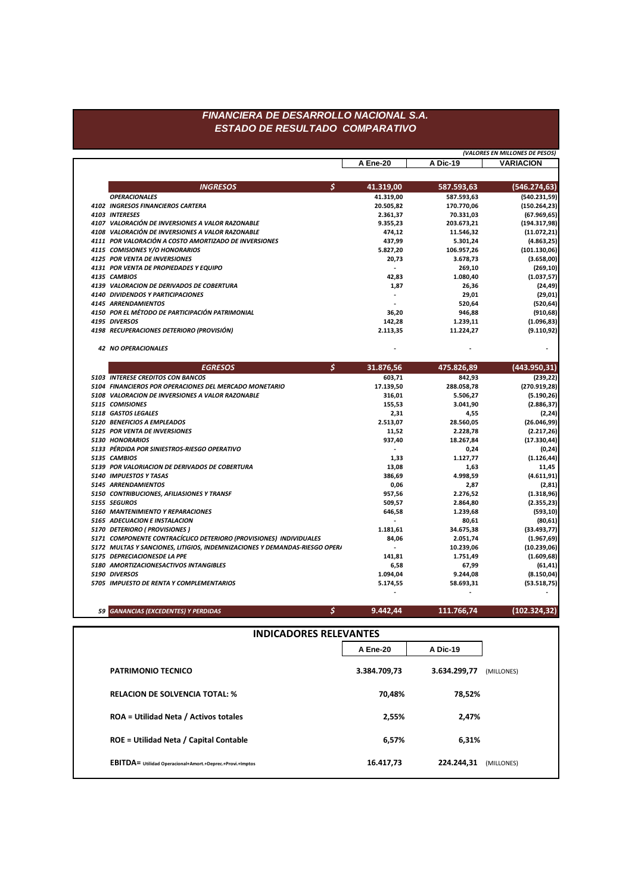# FINANCIERA DE DESARROLLO NACIONAL S.A.
## ESTADO DE RESULTADO COMPARATIVO

*(VALORES EN MILLONES DE PESOS)*

| | | A Ene-20 | A Dic-19 | VARIACION |
|---|---|---|---|---|
| **INGRESOS** | $ | 41.319,00 | 587.593,63 | (546.274,63) |
| **OPERACIONALES** | | 41.319,00 | 587.593,63 | (540.231,59) |
| 4102 INGRESOS FINANCIEROS CARTERA | | 20.505,82 | 170.770,06 | (150.264,23) |
| 4103 INTERESES | | 2.361,37 | 70.331,03 | (67.969,65) |
| 4107 VALORACIÓN DE INVERSIONES A VALOR RAZONABLE | | 9.355,23 | 203.673,21 | (194.317,98) |
| 4108 VALORACIÓN DE INVERSIONES A VALOR RAZONABLE | | 474,12 | 11.546,32 | (11.072,21) |
| 4111 POR VALORACIÓN A COSTO AMORTIZADO DE INVERSIONES | | 437,99 | 5.301,24 | (4.863,25) |
| 4115 COMISIONES Y/O HONORARIOS | | 5.827,20 | 106.957,26 | (101.130,06) |
| 4125 POR VENTA DE INVERSIONES | | 20,73 | 3.678,73 | (3.658,00) |
| 4131 POR VENTA DE PROPIEDADES Y EQUIPO | | - | 269,10 | (269,10) |
| 4135 CAMBIOS | | 42,83 | 1.080,40 | (1.037,57) |
| 4139 VALORACION DE DERIVADOS DE COBERTURA | | 1,87 | 26,36 | (24,49) |
| 4140 DIVIDENDOS Y PARTICIPACIONES | | - | 29,01 | (29,01) |
| 4145 ARRENDAMIENTOS | | - | 520,64 | (520,64) |
| 4150 POR EL MÉTODO DE PARTICIPACIÓN PATRIMONIAL | | 36,20 | 946,88 | (910,68) |
| 4195 DIVERSOS | | 142,28 | 1.239,11 | (1.096,83) |
| 4198 RECUPERACIONES DETERIORO (PROVISIÓN) | | 2.113,35 | 11.224,27 | (9.110,92) |
| 42 NO OPERACIONALES | | - | - | - |
| **EGRESOS** | $ | 31.876,56 | 475.826,89 | (443.950,31) |
| 5103 INTERESE CREDITOS CON BANCOS | | 603,71 | 842,93 | (239,22) |
| 5104 FINANCIEROS POR OPERACIONES DEL MERCADO MONETARIO | | 17.139,50 | 288.058,78 | (270.919,28) |
| 5108 VALORACION DE INVERSIONES A VALOR RAZONABLE | | 316,01 | 5.506,27 | (5.190,26) |
| 5115 COMISIONES | | 155,53 | 3.041,90 | (2.886,37) |
| 5118 GASTOS LEGALES | | 2,31 | 4,55 | (2,24) |
| 5120 BENEFICIOS A EMPLEADOS | | 2.513,07 | 28.560,05 | (26.046,99) |
| 5125 POR VENTA DE INVERSIONES | | 11,52 | 2.228,78 | (2.217,26) |
| 5130 HONORARIOS | | 937,40 | 18.267,84 | (17.330,44) |
| 5133 PÉRDIDA POR SINIESTROS-RIESGO OPERATIVO | | - | 0,24 | (0,24) |
| 5135 CAMBIOS | | 1,33 | 1.127,77 | (1.126,44) |
| 5139 POR VALORIACION DE DERIVADOS DE COBERTURA | | 13,08 | 1,63 | 11,45 |
| 5140 IMPUESTOS Y TASAS | | 386,69 | 4.998,59 | (4.611,91) |
| 5145 ARRENDAMIENTOS | | 0,06 | 2,87 | (2,81) |
| 5150 CONTRIBUCIONES, AFILIASIONES Y TRANSF | | 957,56 | 2.276,52 | (1.318,96) |
| 5155 SEGUROS | | 509,57 | 2.864,80 | (2.355,23) |
| 5160 MANTENIMIENTO Y REPARACIONES | | 646,58 | 1.239,68 | (593,10) |
| 5165 ADECUACION E INSTALACION | | - | 80,61 | (80,61) |
| 5170 DETERIORO ( PROVISIONES ) | | 1.181,61 | 34.675,38 | (33.493,77) |
| 5171 COMPONENTE CONTRACÍCLICO DETERIORO (PROVISIONES) INDIVIDUALES | | 84,06 | 2.051,74 | (1.967,69) |
| 5172 MULTAS Y SANCIONES, LITIGIOS, INDEMNIZACIONES Y DEMANDAS-RIESGO OPERA | | - | 10.239,06 | (10.239,06) |
| 5175 DEPRECIACIONESDE LA PPE | | 141,81 | 1.751,49 | (1.609,68) |
| 5180 AMORTIZACIONESACTIVOS INTANGIBLES | | 6,58 | 67,99 | (61,41) |
| 5190 DIVERSOS | | 1.094,04 | 9.244,08 | (8.150,04) |
| 5705 IMPUESTO DE RENTA Y COMPLEMENTARIOS | | 5.174,55 | 58.693,31 | (53.518,75) |
| | | - | - | - |
| 59 GANANCIAS (EXCEDENTES) Y PERDIDAS | $ | 9.442,44 | 111.766,74 | (102.324,32) |

## INDICADORES RELEVANTES

| | A Ene-20 | A Dic-19 | |
|---|---|---|---|
| **PATRIMONIO TECNICO** | 3.384.709,73 | 3.634.299,77 | (MILLONES) |
| **RELACION DE SOLVENCIA TOTAL: %** | 70,48% | 78,52% | |
| **ROA = Utilidad Neta / Activos totales** | 2,55% | 2,47% | |
| **ROE = Utilidad Neta / Capital Contable** | 6,57% | 6,31% | |
| **EBITDA=** Utilidad Operacional+Amort.+Deprec.+Provi.+Imptos | 16.417,73 | 224.244,31 | (MILLONES) |